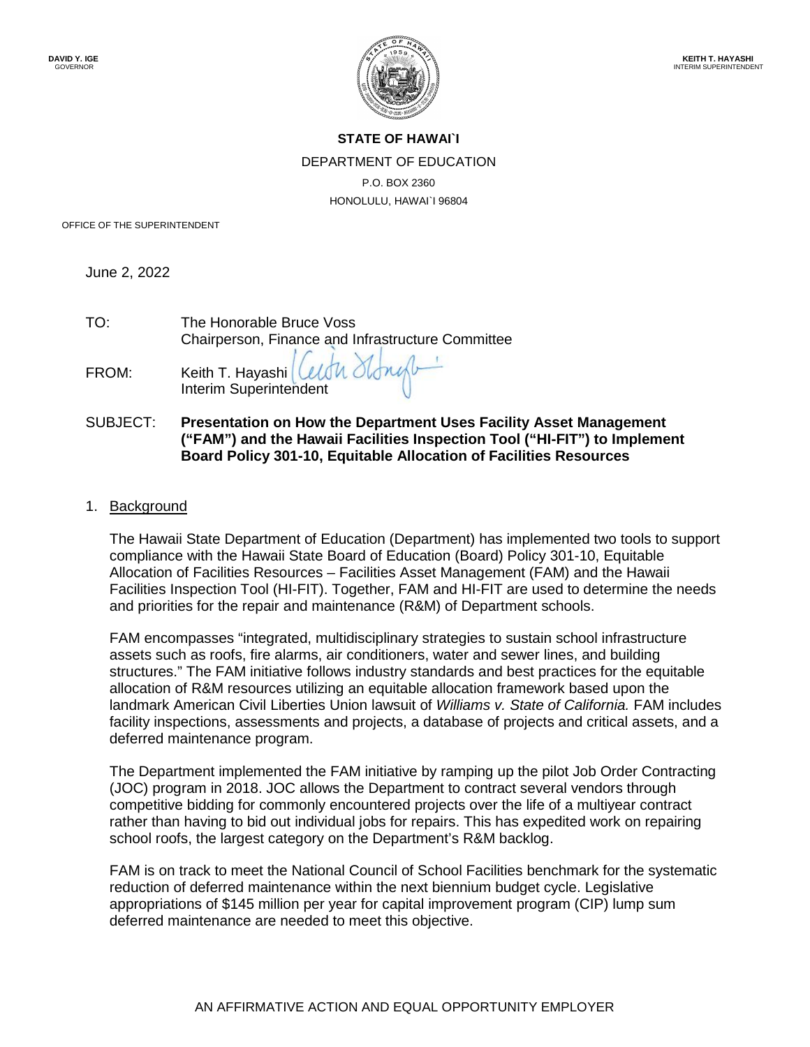DAVID Y. IGE
GOVERNOR

KEITH T. HAYASHI
INTERIM SUPERINTENDENT

**STATE OF HAWAI`I**

DEPARTMENT OF EDUCATION

P.O. BOX 2360

HONOLULU, HAWAI`I 96804

OFFICE OF THE SUPERINTENDENT

June 2, 2022

TO: The Honorable Bruce Voss
Chairperson, Finance and Infrastructure Committee

FROM: Keith T. Hayashi
Interim Superintendent

SUBJECT: **Presentation on How the Department Uses Facility Asset Management ("FAM") and the Hawaii Facilities Inspection Tool ("HI-FIT") to Implement Board Policy 301-10, Equitable Allocation of Facilities Resources**

1. Background

The Hawaii State Department of Education (Department) has implemented two tools to support compliance with the Hawaii State Board of Education (Board) Policy 301-10, Equitable Allocation of Facilities Resources – Facilities Asset Management (FAM) and the Hawaii Facilities Inspection Tool (HI-FIT). Together, FAM and HI-FIT are used to determine the needs and priorities for the repair and maintenance (R&M) of Department schools.

FAM encompasses "integrated, multidisciplinary strategies to sustain school infrastructure assets such as roofs, fire alarms, air conditioners, water and sewer lines, and building structures." The FAM initiative follows industry standards and best practices for the equitable allocation of R&M resources utilizing an equitable allocation framework based upon the landmark American Civil Liberties Union lawsuit of *Williams v. State of California.* FAM includes facility inspections, assessments and projects, a database of projects and critical assets, and a deferred maintenance program.

The Department implemented the FAM initiative by ramping up the pilot Job Order Contracting (JOC) program in 2018. JOC allows the Department to contract several vendors through competitive bidding for commonly encountered projects over the life of a multiyear contract rather than having to bid out individual jobs for repairs. This has expedited work on repairing school roofs, the largest category on the Department's R&M backlog.

FAM is on track to meet the National Council of School Facilities benchmark for the systematic reduction of deferred maintenance within the next biennium budget cycle. Legislative appropriations of $145 million per year for capital improvement program (CIP) lump sum deferred maintenance are needed to meet this objective.

AN AFFIRMATIVE ACTION AND EQUAL OPPORTUNITY EMPLOYER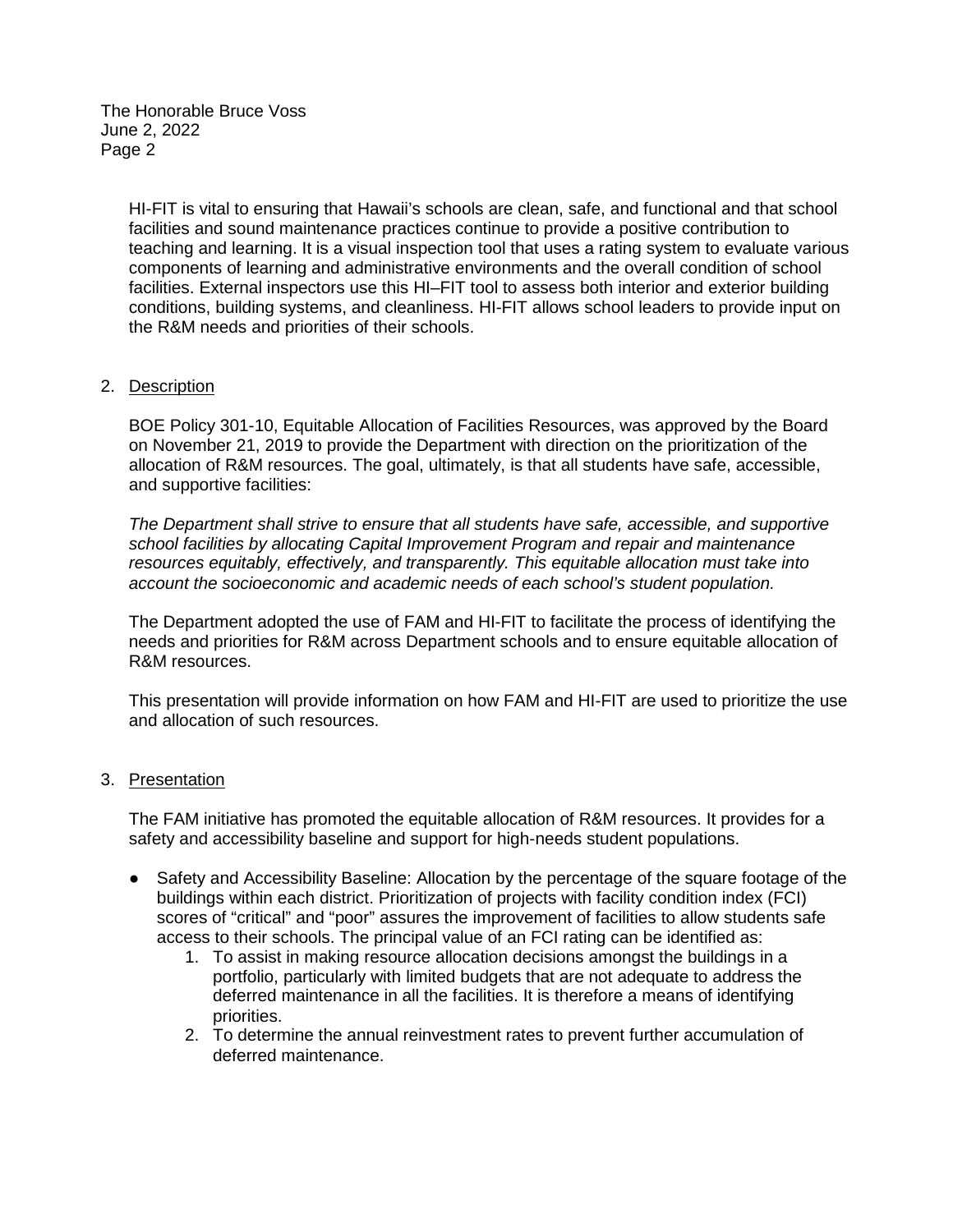HI-FIT is vital to ensuring that Hawaii's schools are clean, safe, and functional and that school facilities and sound maintenance practices continue to provide a positive contribution to teaching and learning. It is a visual inspection tool that uses a rating system to evaluate various components of learning and administrative environments and the overall condition of school facilities. External inspectors use this HI–FIT tool to assess both interior and exterior building conditions, building systems, and cleanliness. HI-FIT allows school leaders to provide input on the R&M needs and priorities of their schools.

2. Description

BOE Policy 301-10, Equitable Allocation of Facilities Resources, was approved by the Board on November 21, 2019 to provide the Department with direction on the prioritization of the allocation of R&M resources. The goal, ultimately, is that all students have safe, accessible, and supportive facilities:

*The Department shall strive to ensure that all students have safe, accessible, and supportive school facilities by allocating Capital Improvement Program and repair and maintenance resources equitably, effectively, and transparently. This equitable allocation must take into account the socioeconomic and academic needs of each school's student population.*

The Department adopted the use of FAM and HI-FIT to facilitate the process of identifying the needs and priorities for R&M across Department schools and to ensure equitable allocation of R&M resources.

This presentation will provide information on how FAM and HI-FIT are used to prioritize the use and allocation of such resources.

3. Presentation

The FAM initiative has promoted the equitable allocation of R&M resources. It provides for a safety and accessibility baseline and support for high-needs student populations.

- Safety and Accessibility Baseline: Allocation by the percentage of the square footage of the buildings within each district. Prioritization of projects with facility condition index (FCI) scores of "critical" and "poor" assures the improvement of facilities to allow students safe access to their schools. The principal value of an FCI rating can be identified as:
    1. To assist in making resource allocation decisions amongst the buildings in a portfolio, particularly with limited budgets that are not adequate to address the deferred maintenance in all the facilities. It is therefore a means of identifying priorities.
    2. To determine the annual reinvestment rates to prevent further accumulation of deferred maintenance.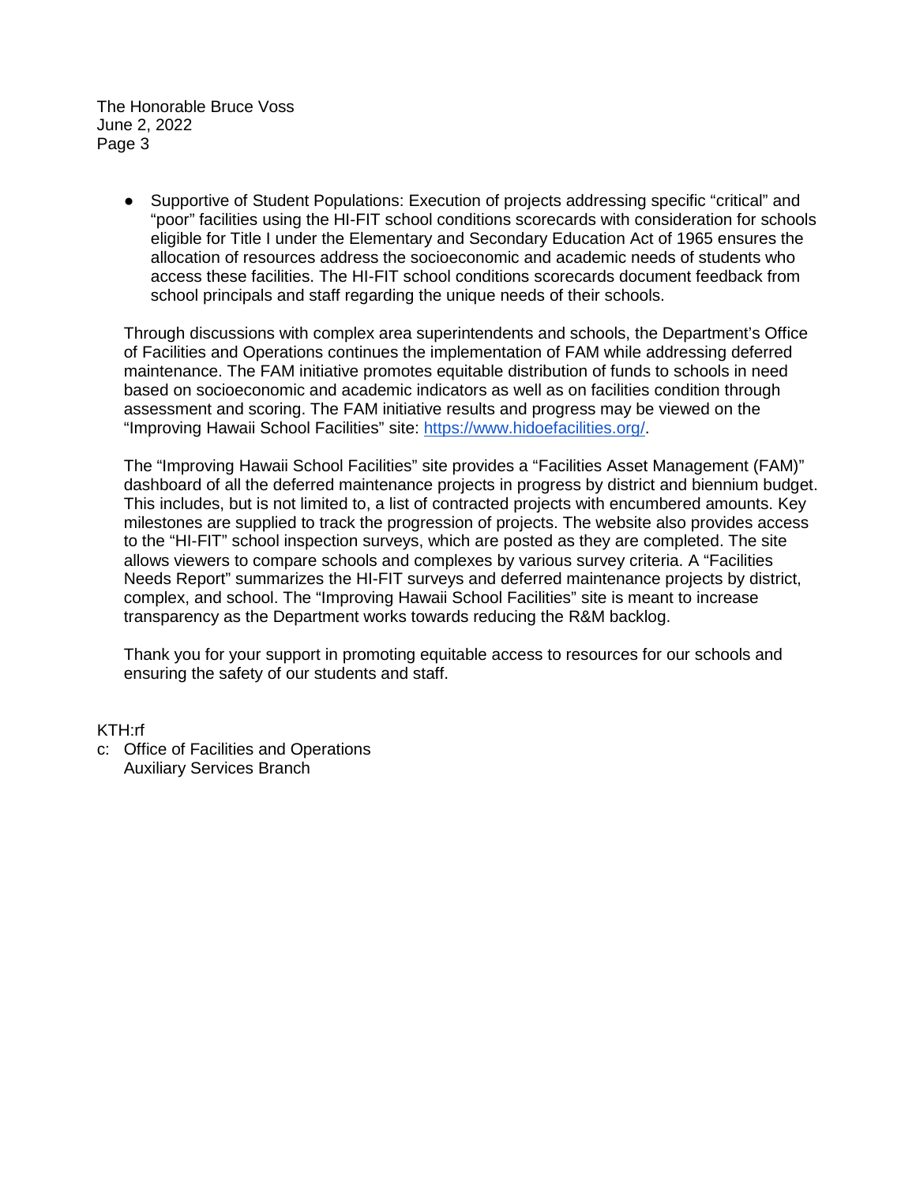- Supportive of Student Populations: Execution of projects addressing specific “critical” and “poor” facilities using the HI-FIT school conditions scorecards with consideration for schools eligible for Title I under the Elementary and Secondary Education Act of 1965 ensures the allocation of resources address the socioeconomic and academic needs of students who access these facilities. The HI-FIT school conditions scorecards document feedback from school principals and staff regarding the unique needs of their schools.

Through discussions with complex area superintendents and schools, the Department’s Office of Facilities and Operations continues the implementation of FAM while addressing deferred maintenance. The FAM initiative promotes equitable distribution of funds to schools in need based on socioeconomic and academic indicators as well as on facilities condition through assessment and scoring. The FAM initiative results and progress may be viewed on the “Improving Hawaii School Facilities” site: https://www.hidoefacilities.org/.

The “Improving Hawaii School Facilities” site provides a “Facilities Asset Management (FAM)” dashboard of all the deferred maintenance projects in progress by district and biennium budget. This includes, but is not limited to, a list of contracted projects with encumbered amounts. Key milestones are supplied to track the progression of projects. The website also provides access to the “HI-FIT” school inspection surveys, which are posted as they are completed. The site allows viewers to compare schools and complexes by various survey criteria. A “Facilities Needs Report” summarizes the HI-FIT surveys and deferred maintenance projects by district, complex, and school. The “Improving Hawaii School Facilities” site is meant to increase transparency as the Department works towards reducing the R&M backlog.

Thank you for your support in promoting equitable access to resources for our schools and ensuring the safety of our students and staff.

KTH:rf

c: Office of Facilities and Operations
Auxiliary Services Branch